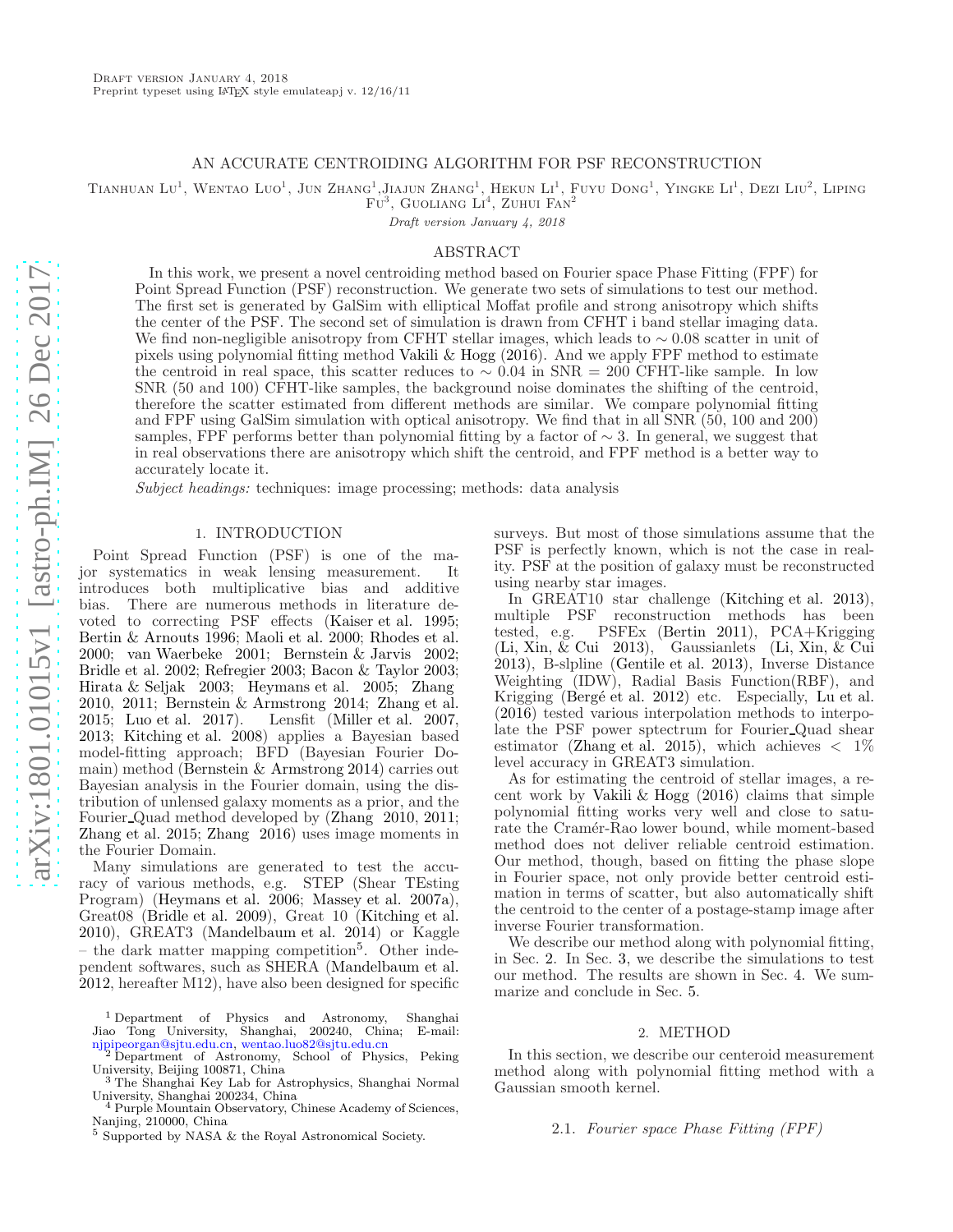Draft version January 4, 2018
Preprint typeset using LaTeX style emulateapj v. 12/16/11

# AN ACCURATE CENTROIDING ALGORITHM FOR PSF RECONSTRUCTION

Tianhuan Lu[1], Wentao Luo[1], Jun Zhang[1], Jiajun Zhang[1], Hekun Li[1], Fuyu Dong[1], Yingke Li[1], Dezi Liu[2], Liping Fu[3], Guoliang Li[4], Zuhui Fan[2]

*Draft version January 4, 2018*

## ABSTRACT

In this work, we present a novel centroiding method based on Fourier space Phase Fitting (FPF) for Point Spread Function (PSF) reconstruction. We generate two sets of simulations to test our method. The first set is generated by GalSim with elliptical Moffat profile and strong anisotropy which shifts the center of the PSF. The second set of simulation is drawn from CFHT i band stellar imaging data. We find non-negligible anisotropy from CFHT stellar images, which leads to $\sim 0.08$ scatter in unit of pixels using polynomial fitting method Vakili & Hogg (2016). And we apply FPF method to estimate the centroid in real space, this scatter reduces to $\sim 0.04$ in SNR = 200 CFHT-like sample. In low SNR (50 and 100) CFHT-like samples, the background noise dominates the shifting of the centroid, therefore the scatter estimated from different methods are similar. We compare polynomial fitting and FPF using GalSim simulation with optical anisotropy. We find that in all SNR (50, 100 and 200) samples, FPF performs better than polynomial fitting by a factor of $\sim 3$. In general, we suggest that in real observations there are anisotropy which shift the centroid, and FPF method is a better way to accurately locate it.

*Subject headings:* techniques: image processing; methods: data analysis

## 1. INTRODUCTION

Point Spread Function (PSF) is one of the major systematics in weak lensing measurement. It introduces both multiplicative bias and additive bias. There are numerous methods in literature devoted to correcting PSF effects (Kaiser et al. 1995; Bertin & Arnouts 1996; Maoli et al. 2000; Rhodes et al. 2000; van Waerbeke 2001; Bernstein & Jarvis 2002; Bridle et al. 2002; Refregier 2003; Bacon & Taylor 2003; Hirata & Seljak 2003; Heymans et al. 2005; Zhang 2010, 2011; Bernstein & Armstrong 2014; Zhang et al. 2015; Luo et al. 2017). Lensfit (Miller et al. 2007, 2013; Kitching et al. 2008) applies a Bayesian based model-fitting approach; BFD (Bayesian Fourier Domain) method (Bernstein & Armstrong 2014) carries out Bayesian analysis in the Fourier domain, using the distribution of unlensed galaxy moments as a prior, and the Fourier_Quad method developed by (Zhang 2010, 2011; Zhang et al. 2015; Zhang 2016) uses image moments in the Fourier Domain.

Many simulations are generated to test the accuracy of various methods, e.g. STEP (Shear TEsting Program) (Heymans et al. 2006; Massey et al. 2007a), Great08 (Bridle et al. 2009), Great 10 (Kitching et al. 2010), GREAT3 (Mandelbaum et al. 2014) or Kaggle – the dark matter mapping competition[5]. Other independent softwares, such as SHERA (Mandelbaum et al. 2012, hereafter M12), have also been designed for specific surveys. But most of those simulations assume that the PSF is perfectly known, which is not the case in reality. PSF at the position of galaxy must be reconstructed using nearby star images.

In GREAT10 star challenge (Kitching et al. 2013), multiple PSF reconstruction methods has been tested, e.g. PSFEx (Bertin 2011), PCA+Krigging (Li, Xin, & Cui 2013), Gaussianlets (Li, Xin, & Cui 2013), B-slpline (Gentile et al. 2013), Inverse Distance Weighting (IDW), Radial Basis Function(RBF), and Krigging (Bergé et al. 2012) etc. Especially, Lu et al. (2016) tested various interpolation methods to interpolate the PSF power spetctrum for Fourier_Quad shear estimator (Zhang et al. 2015), which achieves $< 1\%$ level accuracy in GREAT3 simulation.

As for estimating the centroid of stellar images, a recent work by Vakili & Hogg (2016) claims that simple polynomial fitting works very well and close to saturate the Cramér-Rao lower bound, while moment-based method does not deliver reliable centroid estimation. Our method, though, based on fitting the phase slope in Fourier space, not only provide better centroid estimation in terms of scatter, but also automatically shift the centroid to the center of a postage-stamp image after inverse Fourier transformation.

We describe our method along with polynomial fitting, in Sec. 2. In Sec. 3, we describe the simulations to test our method. The results are shown in Sec. 4. We summarize and conclude in Sec. 5.

## 2. METHOD

In this section, we describe our centeroid measurement method along with polynomial fitting method with a Gaussian smooth kernel.

### 2.1. *Fourier space Phase Fitting (FPF)*

[1] Department of Physics and Astronomy, Shanghai Jiao Tong University, Shanghai, 200240, China; E-mail: njpipeorgan@sjtu.edu.cn, wentao.luo82@sjtu.edu.cn
[2] Department of Astronomy, School of Physics, Peking University, Beijing 100871, China
[3] The Shanghai Key Lab for Astrophysics, Shanghai Normal University, Shanghai 200234, China
[4] Purple Mountain Observatory, Chinese Academy of Sciences, Nanjing, 210000, China
[5] Supported by NASA & the Royal Astronomical Society.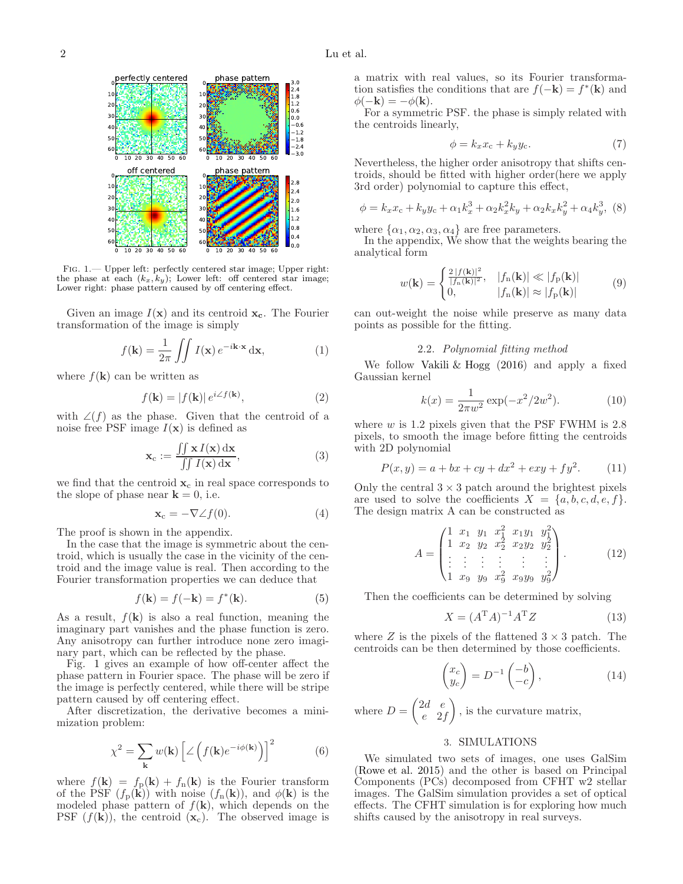perfectly centered

phase pattern

off centered

phase pattern

FIG. 1.— Upper left: perfectly centered star image; Upper right: the phase at each $(k_x, k_y)$; Lower left: off centered star image; Lower right: phase pattern caused by off centering effect.

Given an image $I(\mathbf{x})$ and its centroid $\mathbf{x_c}$. The Fourier transformation of the image is simply

$$f(\mathbf{k}) = \frac{1}{2\pi} \iint I(\mathbf{x})\, e^{-i\mathbf{k}\cdot\mathbf{x}}\, \mathrm{d}\mathbf{x}, \tag{1}$$

where $f(\mathbf{k})$ can be written as

$$f(\mathbf{k}) = |f(\mathbf{k})|\, e^{i\angle f(\mathbf{k})}, \tag{2}$$

with $\angle(f)$ as the phase. Given that the centroid of a noise free PSF image $I(\mathbf{x})$ is defined as

$$\mathbf{x}_\mathrm{c} := \frac{\iint \mathbf{x}\, I(\mathbf{x})\, \mathrm{d}\mathbf{x}}{\iint I(\mathbf{x})\, \mathrm{d}\mathbf{x}}, \tag{3}$$

we find that the centroid $\mathbf{x}_\mathrm{c}$ in real space corresponds to the slope of phase near $\mathbf{k} = 0$, i.e.

$$\mathbf{x}_\mathrm{c} = -\nabla \angle f(0). \tag{4}$$

The proof is shown in the appendix.

In the case that the image is symmetric about the centroid, which is usually the case in the vicinity of the centroid and the image value is real. Then according to the Fourier transformation properties we can deduce that

$$f(\mathbf{k}) = f(-\mathbf{k}) = f^*(\mathbf{k}). \tag{5}$$

As a result, $f(\mathbf{k})$ is also a real function, meaning the imaginary part vanishes and the phase function is zero. Any anisotropy can further introduce none zero imaginary part, which can be reflected by the phase.

Fig. 1 gives an example of how off-center affect the phase pattern in Fourier space. The phase will be zero if the image is perfectly centered, while there will be stripe pattern caused by off centering effect.

After discretization, the derivative becomes a minimization problem:

$$\chi^2 = \sum_{\mathbf{k}} w(\mathbf{k}) \left[\angle\left(f(\mathbf{k}) e^{-i\phi(\mathbf{k})}\right)\right]^2 \tag{6}$$

where $f(\mathbf{k}) = f_\mathrm{p}(\mathbf{k}) + f_\mathrm{n}(\mathbf{k})$ is the Fourier transform of the PSF $(f_\mathrm{p}(\mathbf{k}))$ with noise $(f_\mathrm{n}(\mathbf{k}))$, and $\phi(\mathbf{k})$ is the modeled phase pattern of $f(\mathbf{k})$, which depends on the PSF $(f(\mathbf{k}))$, the centroid $(\mathbf{x}_\mathrm{c})$. The observed image is a matrix with real values, so its Fourier transformation satisfies the conditions that are $f(-\mathbf{k}) = f^*(\mathbf{k})$ and $\phi(-\mathbf{k}) = -\phi(\mathbf{k})$.

For a symmetric PSF. the phase is simply related with the centroids linearly,

$$\phi = k_x x_\mathrm{c} + k_y y_\mathrm{c}. \tag{7}$$

Nevertheless, the higher order anisotropy that shifts centroids, should be fitted with higher order(here we apply 3rd order) polynomial to capture this effect,

$$\phi = k_x x_\mathrm{c} + k_y y_\mathrm{c} + \alpha_1 k_x^3 + \alpha_2 k_x^2 k_y + \alpha_2 k_x k_y^2 + \alpha_4 k_y^3, \tag{8}$$

where $\{\alpha_1, \alpha_2, \alpha_3, \alpha_4\}$ are free parameters.

In the appendix, We show that the weights bearing the analytical form

$$w(\mathbf{k}) = \begin{cases} \frac{2\,|f(\mathbf{k})|^2}{|f_\mathrm{n}(\mathbf{k})|^2}, & |f_\mathrm{n}(\mathbf{k})| \ll |f_\mathrm{p}(\mathbf{k})| \\ 0, & |f_\mathrm{n}(\mathbf{k})| \approx |f_\mathrm{p}(\mathbf{k})| \end{cases} \tag{9}$$

can out-weight the noise while preserve as many data points as possible for the fitting.

### 2.2. *Polynomial fitting method*

We follow Vakili & Hogg (2016) and apply a fixed Gaussian kernel

$$k(x) = \frac{1}{2\pi w^2} \exp(-x^2/2w^2). \tag{10}$$

where $w$ is 1.2 pixels given that the PSF FWHM is 2.8 pixels, to smooth the image before fitting the centroids with 2D polynomial

$$P(x, y) = a + bx + cy + dx^2 + exy + fy^2. \tag{11}$$

Only the central $3 \times 3$ patch around the brightest pixels are used to solve the coefficients $X = \{a, b, c, d, e, f\}$. The design matrix A can be constructed as

$$A = \begin{pmatrix} 1 & x_1 & y_1 & x_1^2 & x_1 y_1 & y_1^2 \\ 1 & x_2 & y_2 & x_2^2 & x_2 y_2 & y_2^2 \\ \vdots & \vdots & \vdots & \vdots & \vdots & \vdots \\ 1 & x_9 & y_9 & x_9^2 & x_9 y_9 & y_9^2 \end{pmatrix}. \tag{12}$$

Then the coefficients can be determined by solving

$$X = (A^\mathrm{T} A)^{-1} A^\mathrm{T} Z \tag{13}$$

where $Z$ is the pixels of the flattened $3 \times 3$ patch. The centroids can be then determined by those coefficients.

$$\begin{pmatrix} x_c \\ y_c \end{pmatrix} = D^{-1} \begin{pmatrix} -b \\ -c \end{pmatrix}, \tag{14}$$

where $D = \begin{pmatrix} 2d & e \\ e & 2f \end{pmatrix}$, is the curvature matrix,

## 3. SIMULATIONS

We simulated two sets of images, one uses GalSim (Rowe et al. 2015) and the other is based on Principal Components (PCs) decomposed from CFHT w2 stellar images. The GalSim simulation provides a set of optical effects. The CFHT simulation is for exploring how much shifts caused by the anisotropy in real surveys.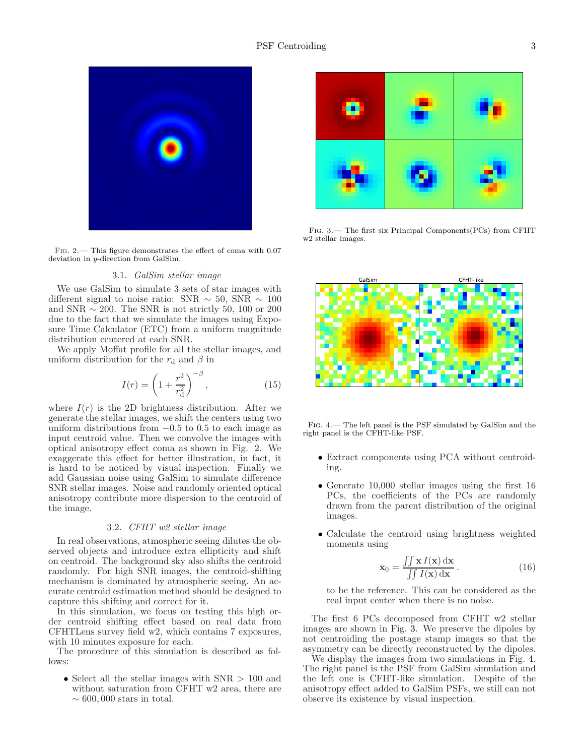Fig. 2.— This figure demonstrates the effect of coma with 0.07 deviation in $y$-direction from GalSim.

### 3.1. *GalSim stellar image*

We use GalSim to simulate 3 sets of star images with different signal to noise ratio: SNR $\sim$ 50, SNR $\sim$ 100 and SNR $\sim$ 200. The SNR is not strictly 50, 100 or 200 due to the fact that we simulate the images using Exposure Time Calculator (ETC) from a uniform magnitude distribution centered at each SNR.

We apply Moffat profile for all the stellar images, and uniform distribution for the $r_{\rm d}$ and $\beta$ in

$$I(r) = \left(1 + \frac{r^2}{r_{\rm d}^2}\right)^{-\beta}, \tag{15}$$

where $I(r)$ is the 2D brightness distribution. After we generate the stellar images, we shift the centers using two uniform distributions from $-0.5$ to $0.5$ to each image as input centroid value. Then we convolve the images with optical anisotropy effect coma as shown in Fig. 2. We exaggerate this effect for better illustration, in fact, it is hard to be noticed by visual inspection. Finally we add Gaussian noise using GalSim to simulate difference SNR stellar images. Noise and randomly oriented optical anisotropy contribute more dispersion to the centroid of the image.

### 3.2. *CFHT w2 stellar image*

In real observations, atmospheric seeing dilutes the observed objects and introduce extra ellipticity and shift on centroid. The background sky also shifts the centroid randomly. For high SNR images, the centroid-shifting mechanism is dominated by atmospheric seeing. An accurate centroid estimation method should be designed to capture this shifting and correct for it.

In this simulation, we focus on testing this high order centroid shifting effect based on real data from CFHTLens survey field w2, which contains 7 exposures, with 10 minutes exposure for each.

The procedure of this simulation is described as follows:

- Select all the stellar images with SNR > 100 and without saturation from CFHT w2 area, there are $\sim 600,000$ stars in total.

Fig. 3.— The first six Principal Components(PCs) from CFHT w2 stellar images.

GalSim

CFHT-like

Fig. 4.— The left panel is the PSF simulated by GalSim and the right panel is the CFHT-like PSF.

- Extract components using PCA without centroiding.
- Generate 10,000 stellar images using the first 16 PCs, the coefficients of the PCs are randomly drawn from the parent distribution of the original images.
- Calculate the centroid using brightness weighted moments using

$$\mathbf{x}_0 = \frac{\iint \mathbf{x}\, I(\mathbf{x})\, \mathrm{d}\mathbf{x}}{\iint I(\mathbf{x})\, \mathrm{d}\mathbf{x}}. \tag{16}$$

  to be the reference. This can be considered as the real input center when there is no noise.

The first 6 PCs decomposed from CFHT w2 stellar images are shown in Fig. 3. We preserve the dipoles by not centroiding the postage stamp images so that the asymmetry can be directly reconstructed by the dipoles.

We display the images from two simulations in Fig. 4. The right panel is the PSF from GalSim simulation and the left one is CFHT-like simulation. Despite of the anisotropy effect added to GalSim PSFs, we still can not observe its existence by visual inspection.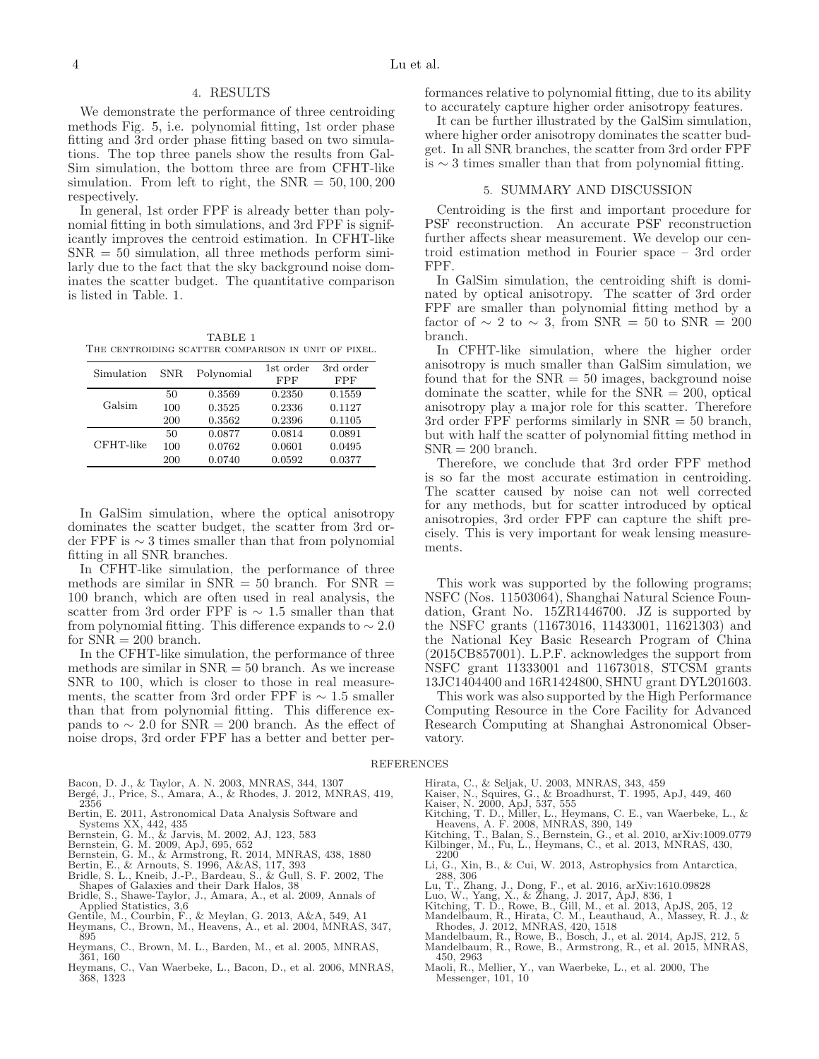## 4. RESULTS

We demonstrate the performance of three centroiding methods Fig. 5, i.e. polynomial fitting, 1st order phase fitting and 3rd order phase fitting based on two simulations. The top three panels show the results from GalSim simulation, the bottom three are from CFHT-like simulation. From left to right, the SNR = 50, 100, 200 respectively.

In general, 1st order FPF is already better than polynomial fitting in both simulations, and 3rd FPF is significantly improves the centroid estimation. In CFHT-like SNR = 50 simulation, all three methods perform similarly due to the fact that the sky background noise dominates the scatter budget. The quantitative comparison is listed in Table. 1.

TABLE 1
The centroiding scatter comparison in unit of pixel.

| Simulation | SNR | Polynomial | 1st order FPF | 3rd order FPF |
|---|---|---|---|---|
| Galsim | 50 | 0.3569 | 0.2350 | 0.1559 |
| | 100 | 0.3525 | 0.2336 | 0.1127 |
| | 200 | 0.3562 | 0.2396 | 0.1105 |
| CFHT-like | 50 | 0.0877 | 0.0814 | 0.0891 |
| | 100 | 0.0762 | 0.0601 | 0.0495 |
| | 200 | 0.0740 | 0.0592 | 0.0377 |

In GalSim simulation, where the optical anisotropy dominates the scatter budget, the scatter from 3rd order FPF is $\sim 3$ times smaller than that from polynomial fitting in all SNR branches.

In CFHT-like simulation, the performance of three methods are similar in SNR = 50 branch. For SNR = 100 branch, which are often used in real analysis, the scatter from 3rd order FPF is $\sim 1.5$ smaller than that from polynomial fitting. This difference expands to $\sim 2.0$ for SNR = 200 branch.

In the CFHT-like simulation, the performance of three methods are similar in SNR = 50 branch. As we increase SNR to 100, which is closer to those in real measurements, the scatter from 3rd order FPF is $\sim 1.5$ smaller than that from polynomial fitting. This difference expands to $\sim 2.0$ for SNR = 200 branch. As the effect of noise drops, 3rd order FPF has a better and better performances relative to polynomial fitting, due to its ability to accurately capture higher order anisotropy features.

It can be further illustrated by the GalSim simulation, where higher order anisotropy dominates the scatter budget. In all SNR branches, the scatter from 3rd order FPF is $\sim 3$ times smaller than that from polynomial fitting.

## 5. SUMMARY AND DISCUSSION

Centroiding is the first and important procedure for PSF reconstruction. An accurate PSF reconstruction further affects shear measurement. We develop our centroid estimation method in Fourier space – 3rd order FPF.

In GalSim simulation, the centroiding shift is dominated by optical anisotropy. The scatter of 3rd order FPF are smaller than polynomial fitting method by a factor of $\sim 2$ to $\sim 3$, from SNR = 50 to SNR = 200 branch.

In CFHT-like simulation, where the higher order anisotropy is much smaller than GalSim simulation, we found that for the SNR = 50 images, background noise dominate the scatter, while for the SNR = 200, optical anisotropy play a major role for this scatter. Therefore 3rd order FPF performs similarly in SNR = 50 branch, but with half the scatter of polynomial fitting method in SNR = 200 branch.

Therefore, we conclude that 3rd order FPF method is so far the most accurate estimation in centroiding. The scatter caused by noise can not well corrected for any methods, but for scatter introduced by optical anisotropies, 3rd order FPF can capture the shift precisely. This is very important for weak lensing measurements.

This work was supported by the following programs; NSFC (Nos. 11503064), Shanghai Natural Science Foundation, Grant No. 15ZR1446700. JZ is supported by the NSFC grants (11673016, 11433001, 11621303) and the National Key Basic Research Program of China (2015CB857001). L.P.F. acknowledges the support from NSFC grant 11333001 and 11673018, STCSM grants 13JC1404400 and 16R1424800, SHNU grant DYL201603.

This work was also supported by the High Performance Computing Resource in the Core Facility for Advanced Research Computing at Shanghai Astronomical Observatory.

## REFERENCES

Bacon, D. J., & Taylor, A. N. 2003, MNRAS, 344, 1307
Bergé, J., Price, S., Amara, A., & Rhodes, J. 2012, MNRAS, 419, 2356
Bertin, E. 2011, Astronomical Data Analysis Software and Systems XX, 442, 435
Bernstein, G. M., & Jarvis, M. 2002, AJ, 123, 583
Bernstein, G. M. 2009, ApJ, 695, 652
Bernstein, G. M., & Armstrong, R. 2014, MNRAS, 438, 1880
Bertin, E., & Arnouts, S. 1996, A&AS, 117, 393
Bridle, S. L., Kneib, J.-P., Bardeau, S., & Gull, S. F. 2002, The Shapes of Galaxies and their Dark Halos, 38
Bridle, S., Shawe-Taylor, J., Amara, A., et al. 2009, Annals of Applied Statistics, 3,6
Gentile, M., Courbin, F., & Meylan, G. 2013, A&A, 549, A1
Heymans, C., Brown, M., Heavens, A., et al. 2004, MNRAS, 347, 895
Heymans, C., Brown, M. L., Barden, M., et al. 2005, MNRAS, 361, 160
Heymans, C., Van Waerbeke, L., Bacon, D., et al. 2006, MNRAS, 368, 1323
Hirata, C., & Seljak, U. 2003, MNRAS, 343, 459
Kaiser, N., Squires, G., & Broadhurst, T. 1995, ApJ, 449, 460
Kaiser, N. 2000, ApJ, 537, 555
Kitching, T. D., Miller, L., Heymans, C. E., van Waerbeke, L., & Heavens, A. F. 2008, MNRAS, 390, 149
Kitching, T., Balan, S., Bernstein, G., et al. 2010, arXiv:1009.0779
Kilbinger, M., Fu, L., Heymans, C., et al. 2013, MNRAS, 430, 2200
Li, G., Xin, B., & Cui, W. 2013, Astrophysics from Antarctica, 288, 306
Lu, T., Zhang, J., Dong, F., et al. 2016, arXiv:1610.09828
Luo, W., Yang, X., & Zhang, J. 2017, ApJ, 836, 1
Kitching, T. D., Rowe, B., Gill, M., et al. 2013, ApJS, 205, 12
Mandelbaum, R., Hirata, C. M., Leauthaud, A., Massey, R. J., & Rhodes, J. 2012, MNRAS, 420, 1518
Mandelbaum, R., Rowe, B., Bosch, J., et al. 2014, ApJS, 212, 5
Mandelbaum, R., Rowe, B., Armstrong, R., et al. 2015, MNRAS, 450, 2963
Maoli, R., Mellier, Y., van Waerbeke, L., et al. 2000, The Messenger, 101, 10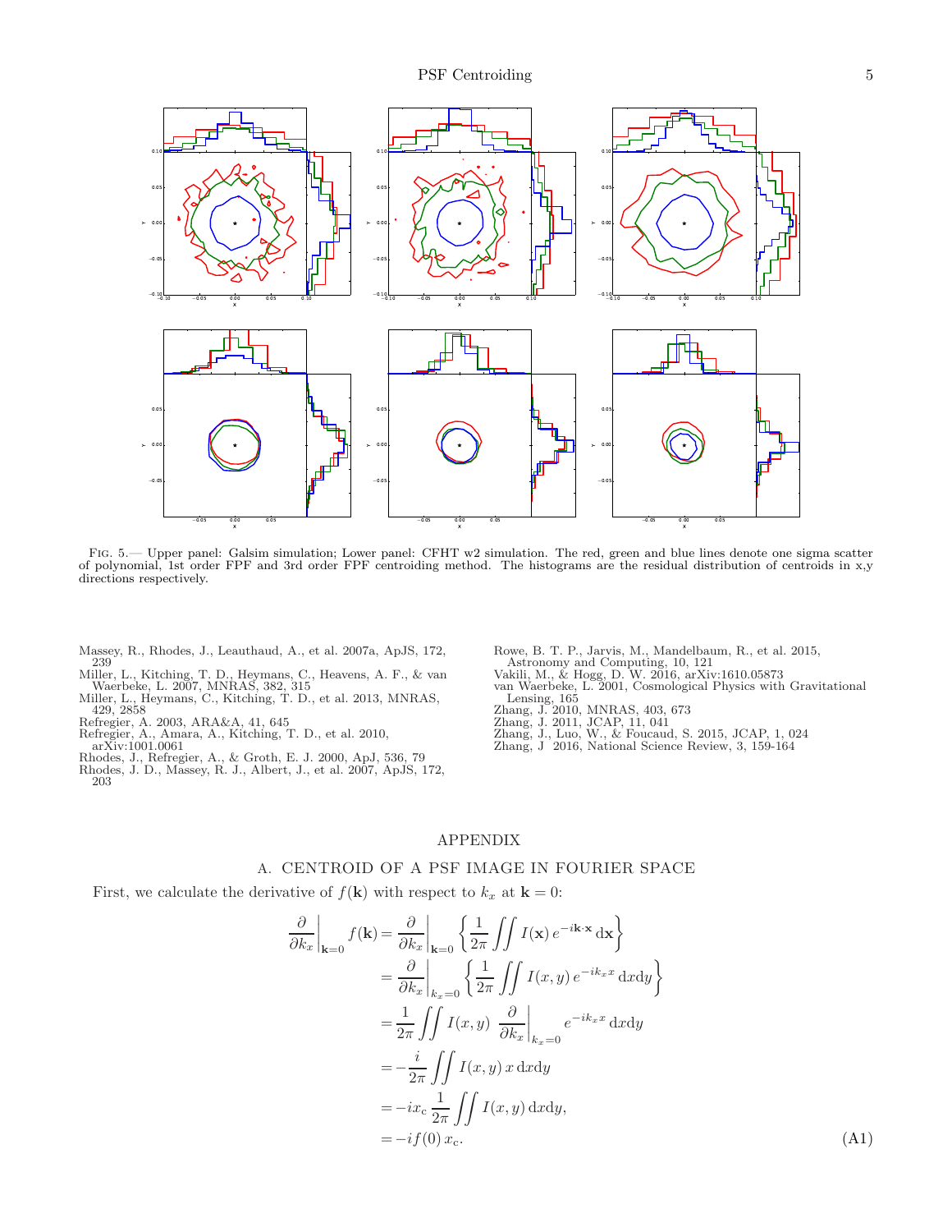FIG. 5.— Upper panel: Galsim simulation; Lower panel: CFHT w2 simulation. The red, green and blue lines denote one sigma scatter of polynomial, 1st order FPF and 3rd order FPF centroiding method. The histograms are the residual distribution of centroids in x,y directions respectively.

Massey, R., Rhodes, J., Leauthaud, A., et al. 2007a, ApJS, 172, 239

Miller, L., Kitching, T. D., Heymans, C., Heavens, A. F., & van Waerbeke, L. 2007, MNRAS, 382, 315

Miller, L., Heymans, C., Kitching, T. D., et al. 2013, MNRAS, 429, 2858

Refregier, A. 2003, ARA&A, 41, 645

Refregier, A., Amara, A., Kitching, T. D., et al. 2010, arXiv:1001.0061

Rhodes, J., Refregier, A., & Groth, E. J. 2000, ApJ, 536, 79

Rhodes, J. D., Massey, R. J., Albert, J., et al. 2007, ApJS, 172, 203

Rowe, B. T. P., Jarvis, M., Mandelbaum, R., et al. 2015, Astronomy and Computing, 10, 121

Vakili, M., & Hogg, D. W. 2016, arXiv:1610.05873

van Waerbeke, L. 2001, Cosmological Physics with Gravitational Lensing, 165

Zhang, J. 2010, MNRAS, 403, 673

Zhang, J. 2011, JCAP, 11, 041

Zhang, J., Luo, W., & Foucaud, S. 2015, JCAP, 1, 024

Zhang, J 2016, National Science Review, 3, 159-164

# APPENDIX

## A. CENTROID OF A PSF IMAGE IN FOURIER SPACE

First, we calculate the derivative of $f(\mathbf{k})$ with respect to $k_x$ at $\mathbf{k}=0$:

$$
\begin{aligned}
\frac{\partial}{\partial k_x}\bigg|_{\mathbf{k}=0} f(\mathbf{k}) &= \frac{\partial}{\partial k_x}\bigg|_{\mathbf{k}=0} \left\{ \frac{1}{2\pi} \iint I(\mathbf{x})\, e^{-i\mathbf{k}\cdot\mathbf{x}}\, \mathrm{d}\mathbf{x} \right\} \\
&= \frac{\partial}{\partial k_x}\bigg|_{k_x=0} \left\{ \frac{1}{2\pi} \iint I(x,y)\, e^{-ik_x x}\, \mathrm{d}x\mathrm{d}y \right\} \\
&= \frac{1}{2\pi} \iint I(x,y)\; \frac{\partial}{\partial k_x}\bigg|_{k_x=0} e^{-ik_x x}\, \mathrm{d}x\mathrm{d}y \\
&= -\frac{i}{2\pi} \iint I(x,y)\, x\, \mathrm{d}x\mathrm{d}y \\
&= -ix_{\mathrm{c}}\, \frac{1}{2\pi} \iint I(x,y)\, \mathrm{d}x\mathrm{d}y, \\
&= -if(0)\, x_{\mathrm{c}}.
\end{aligned}
\tag{A1}
$$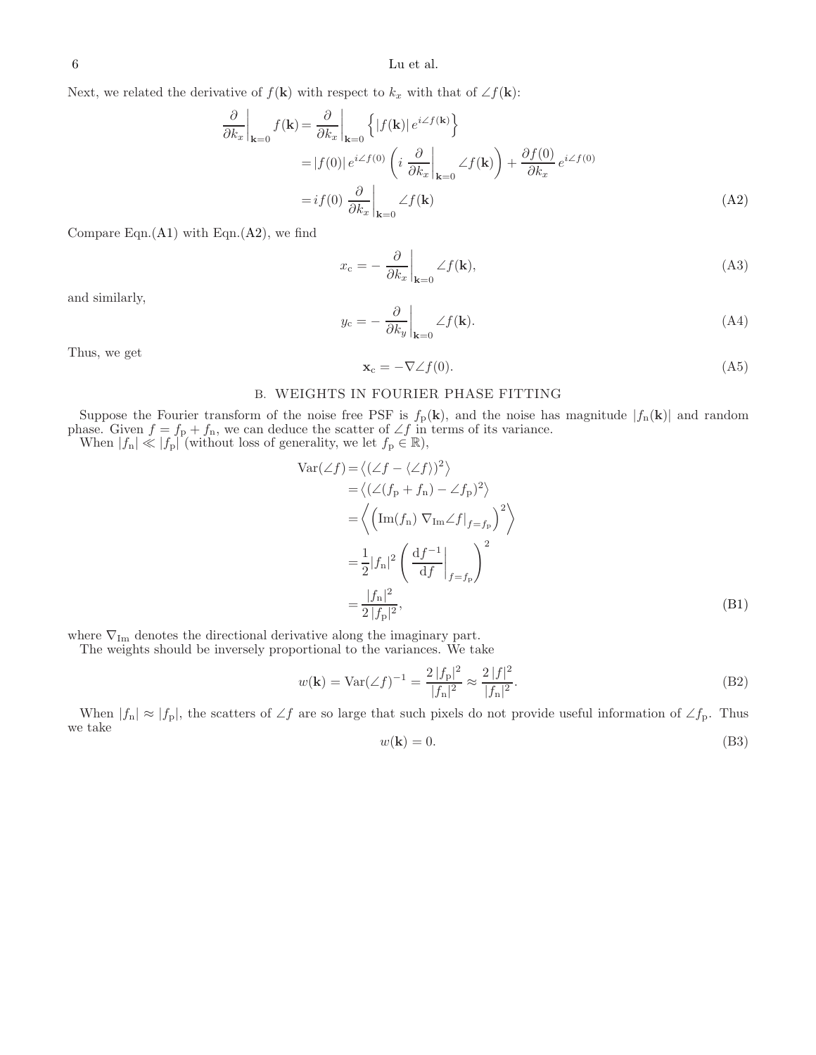Next, we related the derivative of $f(\mathbf{k})$ with respect to $k_x$ with that of $\angle f(\mathbf{k})$:

$$
\begin{aligned}
\frac{\partial}{\partial k_x}\bigg|_{\mathbf{k}=0} f(\mathbf{k}) &= \frac{\partial}{\partial k_x}\bigg|_{\mathbf{k}=0} \left\{ |f(\mathbf{k})|\, e^{i\angle f(\mathbf{k})} \right\} \\
&= |f(0)|\, e^{i\angle f(0)} \left( i \, \frac{\partial}{\partial k_x}\bigg|_{\mathbf{k}=0} \angle f(\mathbf{k}) \right) + \frac{\partial f(0)}{\partial k_x}\, e^{i\angle f(0)} \\
&= i f(0)\, \frac{\partial}{\partial k_x}\bigg|_{\mathbf{k}=0} \angle f(\mathbf{k})
\end{aligned} \tag{A2}
$$

Compare Eqn.(A1) with Eqn.(A2), we find

$$
x_{\rm c} = -\frac{\partial}{\partial k_x}\bigg|_{\mathbf{k}=0} \angle f(\mathbf{k}), \tag{A3}
$$

and similarly,

$$
y_{\rm c} = -\frac{\partial}{\partial k_y}\bigg|_{\mathbf{k}=0} \angle f(\mathbf{k}). \tag{A4}
$$

Thus, we get

$$
\mathbf{x}_{\rm c} = -\nabla \angle f(0). \tag{A5}
$$

## B. WEIGHTS IN FOURIER PHASE FITTING

Suppose the Fourier transform of the noise free PSF is $f_{\rm p}(\mathbf{k})$, and the noise has magnitude $|f_{\rm n}(\mathbf{k})|$ and random phase. Given $f = f_{\rm p} + f_{\rm n}$, we can deduce the scatter of $\angle f$ in terms of its variance.

When $|f_{\rm n}| \ll |f_{\rm p}|$ (without loss of generality, we let $f_{\rm p} \in \mathbb{R}$),

$$
\begin{aligned}
{\rm Var}(\angle f) &= \left\langle (\angle f - \langle \angle f \rangle)^2 \right\rangle \\
&= \left\langle (\angle (f_{\rm p} + f_{\rm n}) - \angle f_{\rm p})^2 \right\rangle \\
&= \left\langle \left( {\rm Im}(f_{\rm n}) \; \nabla_{\rm Im} \angle f \big|_{f=f_{\rm p}} \right)^2 \right\rangle \\
&= \frac{1}{2} |f_{\rm n}|^2 \left( \frac{{\rm d} f^{-1}}{{\rm d} f}\bigg|_{f=f_{\rm p}} \right)^2 \\
&= \frac{|f_{\rm n}|^2}{2\, |f_{\rm p}|^2},
\end{aligned} \tag{B1}
$$

where $\nabla_{\rm Im}$ denotes the directional derivative along the imaginary part.

The weights should be inversely proportional to the variances. We take

$$
w(\mathbf{k}) = {\rm Var}(\angle f)^{-1} = \frac{2\, |f_{\rm p}|^2}{|f_{\rm n}|^2} \approx \frac{2\, |f|^2}{|f_{\rm n}|^2}. \tag{B2}
$$

When $|f_{\rm n}| \approx |f_{\rm p}|$, the scatters of $\angle f$ are so large that such pixels do not provide useful information of $\angle f_{\rm p}$. Thus we take

$$
w(\mathbf{k}) = 0. \tag{B3}
$$